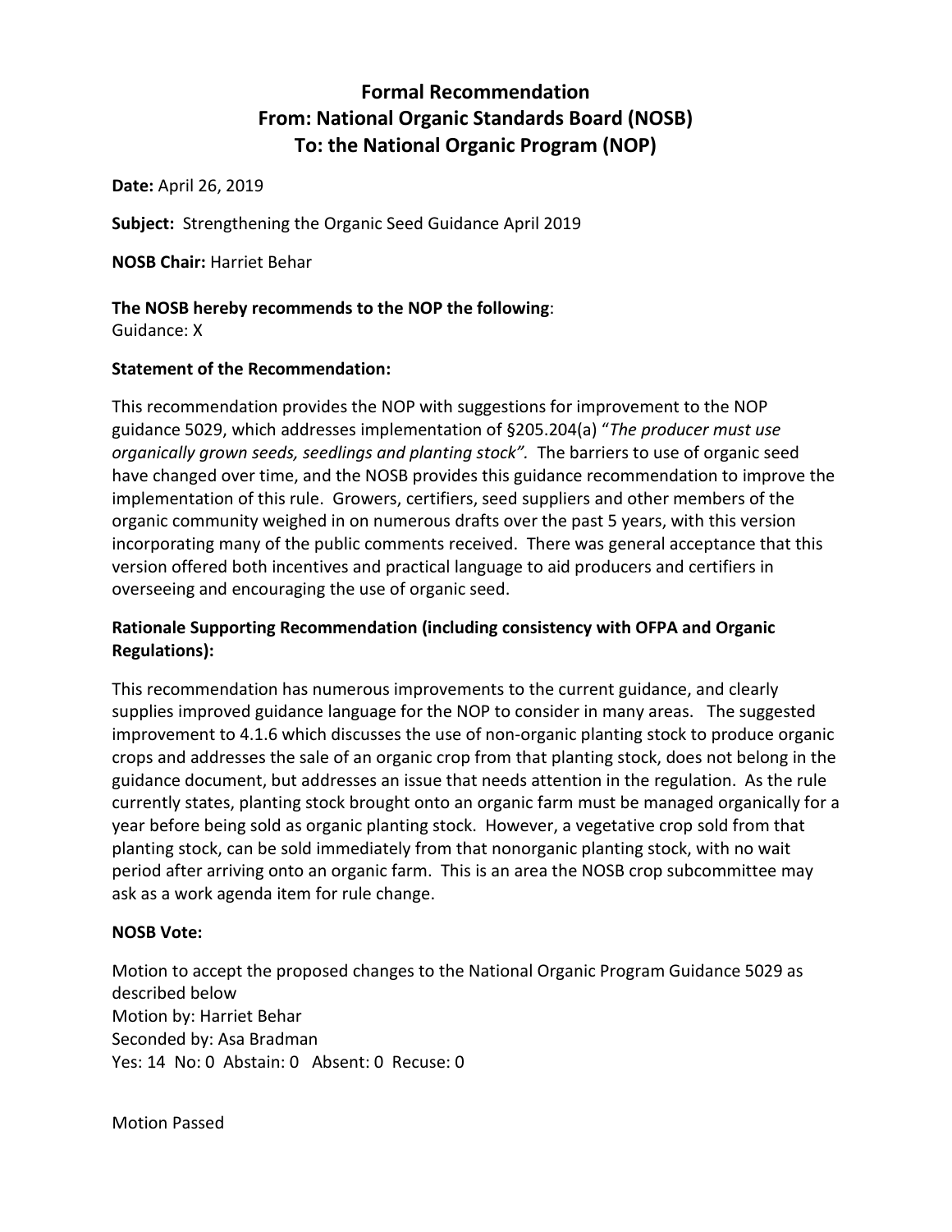# Formal Recommendation
# From: National Organic Standards Board (NOSB)
# To: the National Organic Program (NOP)

**Date:** April 26, 2019

**Subject:** Strengthening the Organic Seed Guidance April 2019

**NOSB Chair:** Harriet Behar

**The NOSB hereby recommends to the NOP the following**:
Guidance: X

**Statement of the Recommendation:**

This recommendation provides the NOP with suggestions for improvement to the NOP guidance 5029, which addresses implementation of §205.204(a) "*The producer must use organically grown seeds, seedlings and planting stock".* The barriers to use of organic seed have changed over time, and the NOSB provides this guidance recommendation to improve the implementation of this rule. Growers, certifiers, seed suppliers and other members of the organic community weighed in on numerous drafts over the past 5 years, with this version incorporating many of the public comments received. There was general acceptance that this version offered both incentives and practical language to aid producers and certifiers in overseeing and encouraging the use of organic seed.

**Rationale Supporting Recommendation (including consistency with OFPA and Organic Regulations):**

This recommendation has numerous improvements to the current guidance, and clearly supplies improved guidance language for the NOP to consider in many areas. The suggested improvement to 4.1.6 which discusses the use of non-organic planting stock to produce organic crops and addresses the sale of an organic crop from that planting stock, does not belong in the guidance document, but addresses an issue that needs attention in the regulation. As the rule currently states, planting stock brought onto an organic farm must be managed organically for a year before being sold as organic planting stock. However, a vegetative crop sold from that planting stock, can be sold immediately from that nonorganic planting stock, with no wait period after arriving onto an organic farm. This is an area the NOSB crop subcommittee may ask as a work agenda item for rule change.

**NOSB Vote:**

Motion to accept the proposed changes to the National Organic Program Guidance 5029 as described below
Motion by: Harriet Behar
Seconded by: Asa Bradman
Yes: 14 No: 0 Abstain: 0 Absent: 0 Recuse: 0

Motion Passed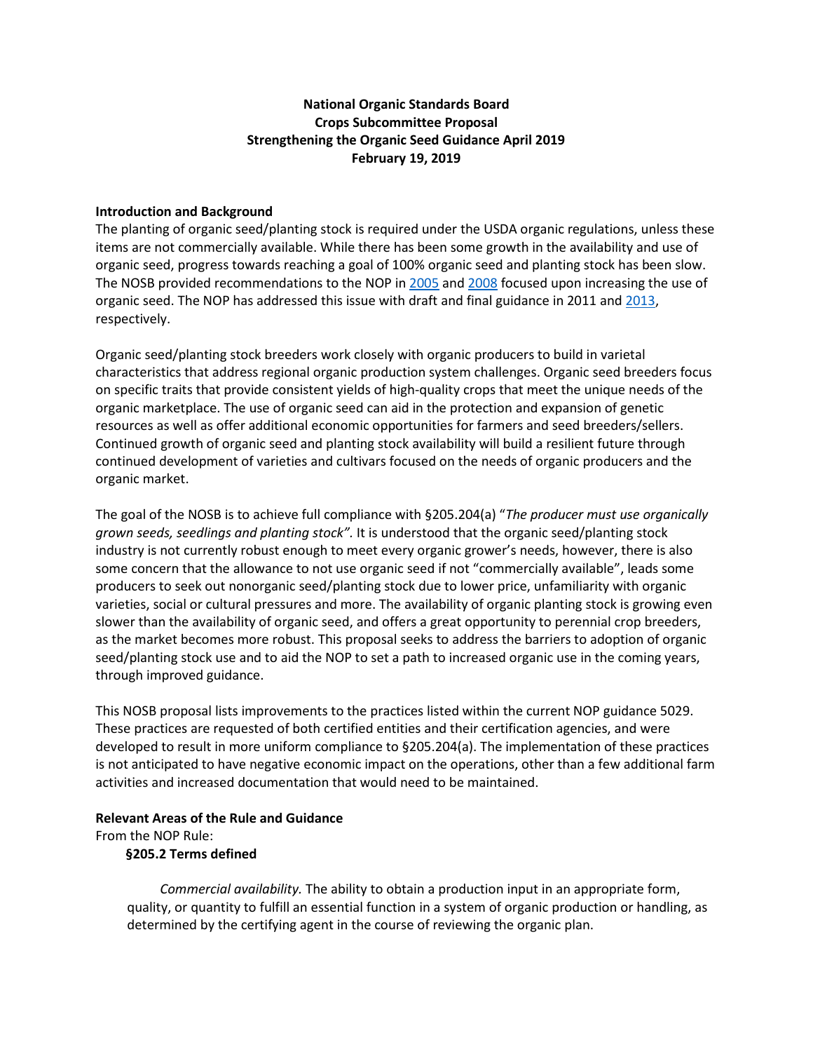**National Organic Standards Board**
**Crops Subcommittee Proposal**
**Strengthening the Organic Seed Guidance April 2019**
**February 19, 2019**

### Introduction and Background

The planting of organic seed/planting stock is required under the USDA organic regulations, unless these items are not commercially available. While there has been some growth in the availability and use of organic seed, progress towards reaching a goal of 100% organic seed and planting stock has been slow. The NOSB provided recommendations to the NOP in 2005 and 2008 focused upon increasing the use of organic seed. The NOP has addressed this issue with draft and final guidance in 2011 and 2013, respectively.

Organic seed/planting stock breeders work closely with organic producers to build in varietal characteristics that address regional organic production system challenges. Organic seed breeders focus on specific traits that provide consistent yields of high-quality crops that meet the unique needs of the organic marketplace. The use of organic seed can aid in the protection and expansion of genetic resources as well as offer additional economic opportunities for farmers and seed breeders/sellers. Continued growth of organic seed and planting stock availability will build a resilient future through continued development of varieties and cultivars focused on the needs of organic producers and the organic market.

The goal of the NOSB is to achieve full compliance with §205.204(a) "*The producer must use organically grown seeds, seedlings and planting stock".* It is understood that the organic seed/planting stock industry is not currently robust enough to meet every organic grower's needs, however, there is also some concern that the allowance to not use organic seed if not "commercially available", leads some producers to seek out nonorganic seed/planting stock due to lower price, unfamiliarity with organic varieties, social or cultural pressures and more. The availability of organic planting stock is growing even slower than the availability of organic seed, and offers a great opportunity to perennial crop breeders, as the market becomes more robust. This proposal seeks to address the barriers to adoption of organic seed/planting stock use and to aid the NOP to set a path to increased organic use in the coming years, through improved guidance.

This NOSB proposal lists improvements to the practices listed within the current NOP guidance 5029. These practices are requested of both certified entities and their certification agencies, and were developed to result in more uniform compliance to §205.204(a). The implementation of these practices is not anticipated to have negative economic impact on the operations, other than a few additional farm activities and increased documentation that would need to be maintained.

### Relevant Areas of the Rule and Guidance

From the NOP Rule:

**§205.2 Terms defined**

*Commercial availability.* The ability to obtain a production input in an appropriate form, quality, or quantity to fulfill an essential function in a system of organic production or handling, as determined by the certifying agent in the course of reviewing the organic plan.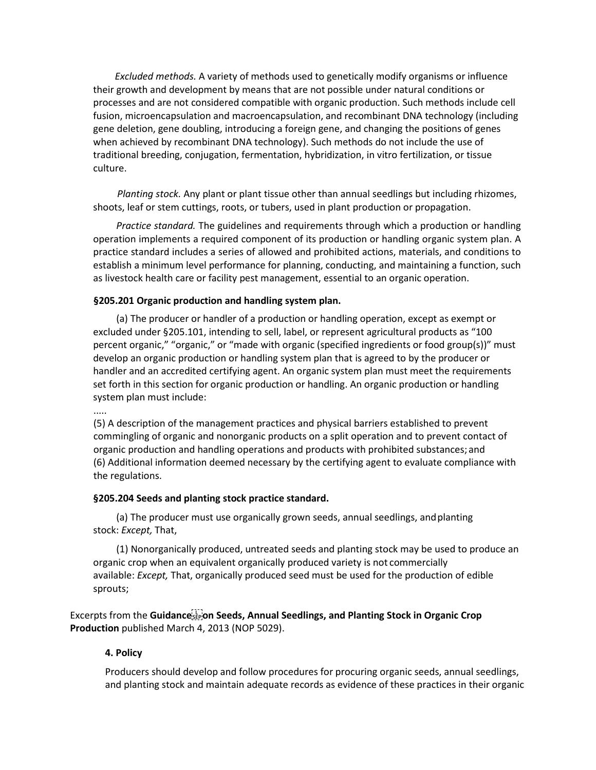*Excluded methods.* A variety of methods used to genetically modify organisms or influence their growth and development by means that are not possible under natural conditions or processes and are not considered compatible with organic production. Such methods include cell fusion, microencapsulation and macroencapsulation, and recombinant DNA technology (including gene deletion, gene doubling, introducing a foreign gene, and changing the positions of genes when achieved by recombinant DNA technology). Such methods do not include the use of traditional breeding, conjugation, fermentation, hybridization, in vitro fertilization, or tissue culture.

*Planting stock.* Any plant or plant tissue other than annual seedlings but including rhizomes, shoots, leaf or stem cuttings, roots, or tubers, used in plant production or propagation.

*Practice standard.* The guidelines and requirements through which a production or handling operation implements a required component of its production or handling organic system plan. A practice standard includes a series of allowed and prohibited actions, materials, and conditions to establish a minimum level performance for planning, conducting, and maintaining a function, such as livestock health care or facility pest management, essential to an organic operation.

**§205.201 Organic production and handling system plan.**

(a) The producer or handler of a production or handling operation, except as exempt or excluded under §205.101, intending to sell, label, or represent agricultural products as "100 percent organic," "organic," or "made with organic (specified ingredients or food group(s))" must develop an organic production or handling system plan that is agreed to by the producer or handler and an accredited certifying agent. An organic system plan must meet the requirements set forth in this section for organic production or handling. An organic production or handling system plan must include:

.....

(5) A description of the management practices and physical barriers established to prevent commingling of organic and nonorganic products on a split operation and to prevent contact of organic production and handling operations and products with prohibited substances; and

(6) Additional information deemed necessary by the certifying agent to evaluate compliance with the regulations.

**§205.204 Seeds and planting stock practice standard.**

(a) The producer must use organically grown seeds, annual seedlings, and planting stock: *Except,* That,

(1) Nonorganically produced, untreated seeds and planting stock may be used to produce an organic crop when an equivalent organically produced variety is not commercially available: *Except,* That, organically produced seed must be used for the production of edible sprouts;

Excerpts from the **Guidance on Seeds, Annual Seedlings, and Planting Stock in Organic Crop Production** published March 4, 2013 (NOP 5029).

**4. Policy**

Producers should develop and follow procedures for procuring organic seeds, annual seedlings, and planting stock and maintain adequate records as evidence of these practices in their organic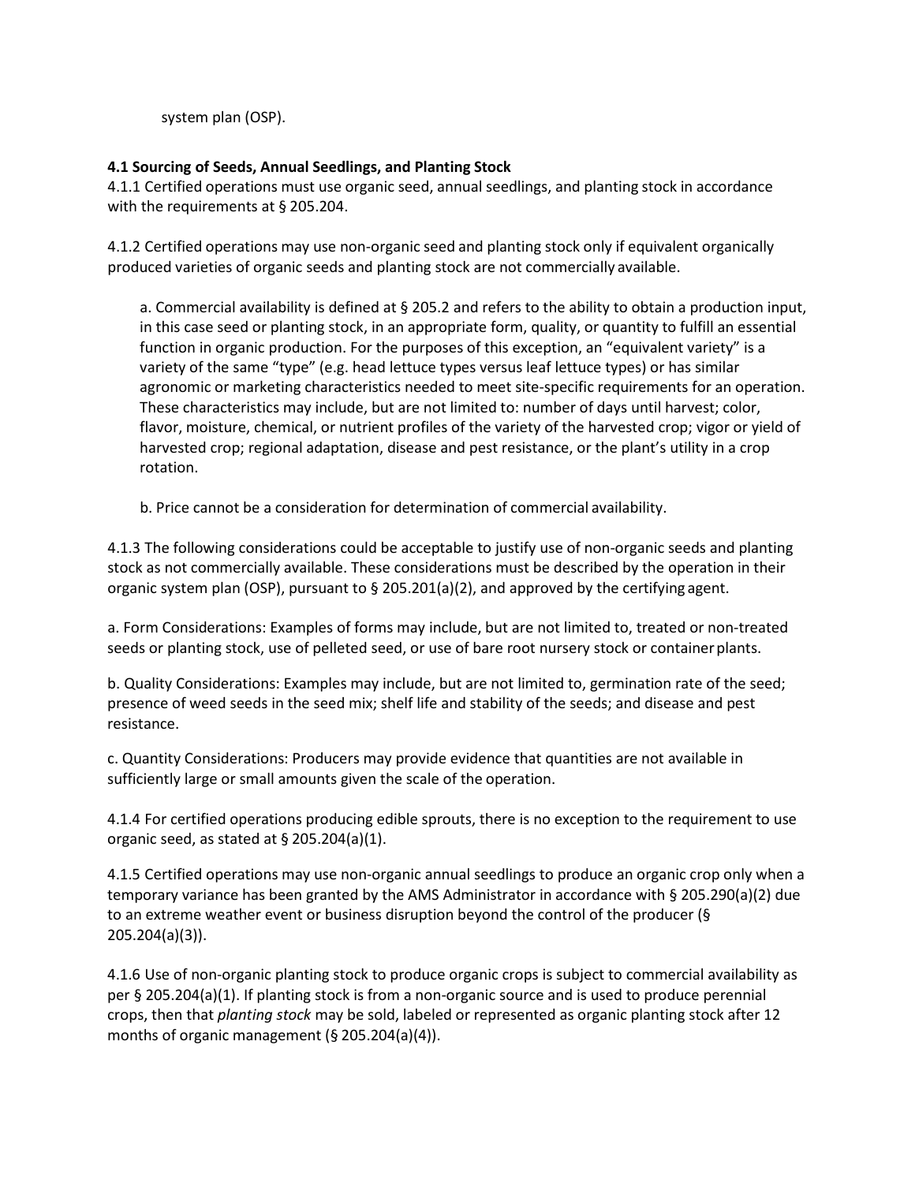system plan (OSP).

**4.1 Sourcing of Seeds, Annual Seedlings, and Planting Stock**

4.1.1 Certified operations must use organic seed, annual seedlings, and planting stock in accordance with the requirements at § 205.204.

4.1.2 Certified operations may use non-organic seed and planting stock only if equivalent organically produced varieties of organic seeds and planting stock are not commercially available.

> a. Commercial availability is defined at § 205.2 and refers to the ability to obtain a production input, in this case seed or planting stock, in an appropriate form, quality, or quantity to fulfill an essential function in organic production. For the purposes of this exception, an "equivalent variety" is a variety of the same "type" (e.g. head lettuce types versus leaf lettuce types) or has similar agronomic or marketing characteristics needed to meet site-specific requirements for an operation. These characteristics may include, but are not limited to: number of days until harvest; color, flavor, moisture, chemical, or nutrient profiles of the variety of the harvested crop; vigor or yield of harvested crop; regional adaptation, disease and pest resistance, or the plant's utility in a crop rotation.
>
> b. Price cannot be a consideration for determination of commercial availability.

4.1.3 The following considerations could be acceptable to justify use of non-organic seeds and planting stock as not commercially available. These considerations must be described by the operation in their organic system plan (OSP), pursuant to § 205.201(a)(2), and approved by the certifying agent.

a. Form Considerations: Examples of forms may include, but are not limited to, treated or non-treated seeds or planting stock, use of pelleted seed, or use of bare root nursery stock or container plants.

b. Quality Considerations: Examples may include, but are not limited to, germination rate of the seed; presence of weed seeds in the seed mix; shelf life and stability of the seeds; and disease and pest resistance.

c. Quantity Considerations: Producers may provide evidence that quantities are not available in sufficiently large or small amounts given the scale of the operation.

4.1.4 For certified operations producing edible sprouts, there is no exception to the requirement to use organic seed, as stated at § 205.204(a)(1).

4.1.5 Certified operations may use non-organic annual seedlings to produce an organic crop only when a temporary variance has been granted by the AMS Administrator in accordance with § 205.290(a)(2) due to an extreme weather event or business disruption beyond the control of the producer (§ 205.204(a)(3)).

4.1.6 Use of non-organic planting stock to produce organic crops is subject to commercial availability as per § 205.204(a)(1). If planting stock is from a non-organic source and is used to produce perennial crops, then that *planting stock* may be sold, labeled or represented as organic planting stock after 12 months of organic management (§ 205.204(a)(4)).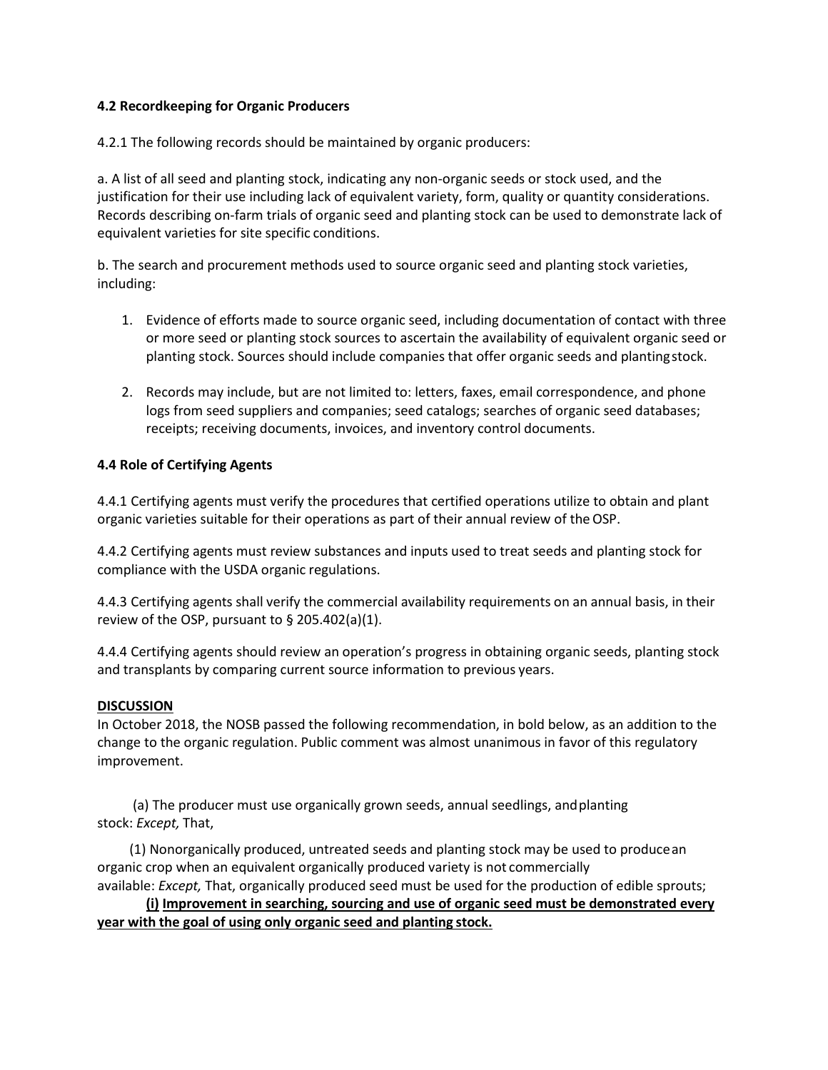**4.2 Recordkeeping for Organic Producers**

4.2.1 The following records should be maintained by organic producers:

a. A list of all seed and planting stock, indicating any non-organic seeds or stock used, and the justification for their use including lack of equivalent variety, form, quality or quantity considerations. Records describing on-farm trials of organic seed and planting stock can be used to demonstrate lack of equivalent varieties for site specific conditions.

b. The search and procurement methods used to source organic seed and planting stock varieties, including:

1. Evidence of efforts made to source organic seed, including documentation of contact with three or more seed or planting stock sources to ascertain the availability of equivalent organic seed or planting stock. Sources should include companies that offer organic seeds and planting stock.

2. Records may include, but are not limited to: letters, faxes, email correspondence, and phone logs from seed suppliers and companies; seed catalogs; searches of organic seed databases; receipts; receiving documents, invoices, and inventory control documents.

**4.4 Role of Certifying Agents**

4.4.1 Certifying agents must verify the procedures that certified operations utilize to obtain and plant organic varieties suitable for their operations as part of their annual review of the OSP.

4.4.2 Certifying agents must review substances and inputs used to treat seeds and planting stock for compliance with the USDA organic regulations.

4.4.3 Certifying agents shall verify the commercial availability requirements on an annual basis, in their review of the OSP, pursuant to § 205.402(a)(1).

4.4.4 Certifying agents should review an operation's progress in obtaining organic seeds, planting stock and transplants by comparing current source information to previous years.

**DISCUSSION**

In October 2018, the NOSB passed the following recommendation, in bold below, as an addition to the change to the organic regulation. Public comment was almost unanimous in favor of this regulatory improvement.

(a) The producer must use organically grown seeds, annual seedlings, and planting stock: *Except,* That,

(1) Nonorganically produced, untreated seeds and planting stock may be used to produce an organic crop when an equivalent organically produced variety is not commercially available: *Except,* That, organically produced seed must be used for the production of edible sprouts;

**(i) Improvement in searching, sourcing and use of organic seed must be demonstrated every year with the goal of using only organic seed and planting stock.**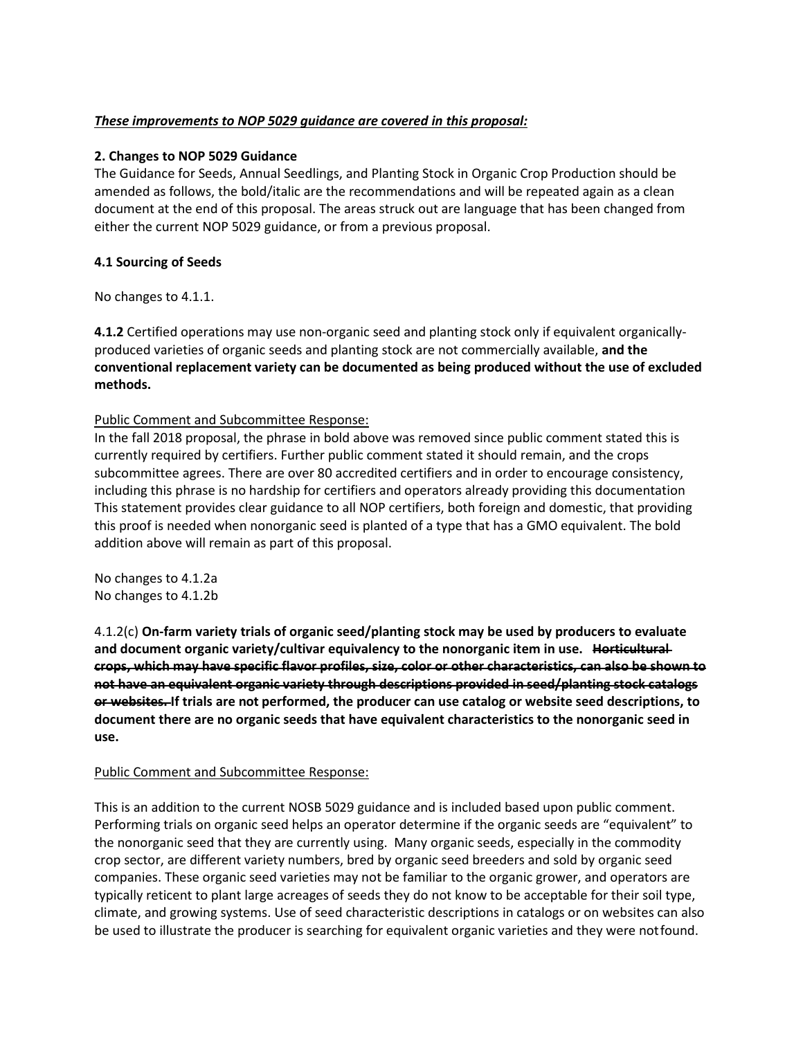***<u>These improvements to NOP 5029 guidance are covered in this proposal:</u>***

**2. Changes to NOP 5029 Guidance**

The Guidance for Seeds, Annual Seedlings, and Planting Stock in Organic Crop Production should be amended as follows, the bold/italic are the recommendations and will be repeated again as a clean document at the end of this proposal. The areas struck out are language that has been changed from either the current NOP 5029 guidance, or from a previous proposal.

**4.1 Sourcing of Seeds**

No changes to 4.1.1.

**4.1.2** Certified operations may use non-organic seed and planting stock only if equivalent organically-produced varieties of organic seeds and planting stock are not commercially available, **and the conventional replacement variety can be documented as being produced without the use of excluded methods.**

<u>Public Comment and Subcommittee Response:</u>

In the fall 2018 proposal, the phrase in bold above was removed since public comment stated this is currently required by certifiers. Further public comment stated it should remain, and the crops subcommittee agrees. There are over 80 accredited certifiers and in order to encourage consistency, including this phrase is no hardship for certifiers and operators already providing this documentation This statement provides clear guidance to all NOP certifiers, both foreign and domestic, that providing this proof is needed when nonorganic seed is planted of a type that has a GMO equivalent. The bold addition above will remain as part of this proposal.

No changes to 4.1.2a
No changes to 4.1.2b

4.1.2(c) **On-farm variety trials of organic seed/planting stock may be used by producers to evaluate and document organic variety/cultivar equivalency to the nonorganic item in use. ~~Horticultural crops, which may have specific flavor profiles, size, color or other characteristics, can also be shown to not have an equivalent organic variety through descriptions provided in seed/planting stock catalogs or websites.~~ If trials are not performed, the producer can use catalog or website seed descriptions, to document there are no organic seeds that have equivalent characteristics to the nonorganic seed in use.**

<u>Public Comment and Subcommittee Response:</u>

This is an addition to the current NOSB 5029 guidance and is included based upon public comment. Performing trials on organic seed helps an operator determine if the organic seeds are "equivalent" to the nonorganic seed that they are currently using. Many organic seeds, especially in the commodity crop sector, are different variety numbers, bred by organic seed breeders and sold by organic seed companies. These organic seed varieties may not be familiar to the organic grower, and operators are typically reticent to plant large acreages of seeds they do not know to be acceptable for their soil type, climate, and growing systems. Use of seed characteristic descriptions in catalogs or on websites can also be used to illustrate the producer is searching for equivalent organic varieties and they were not found.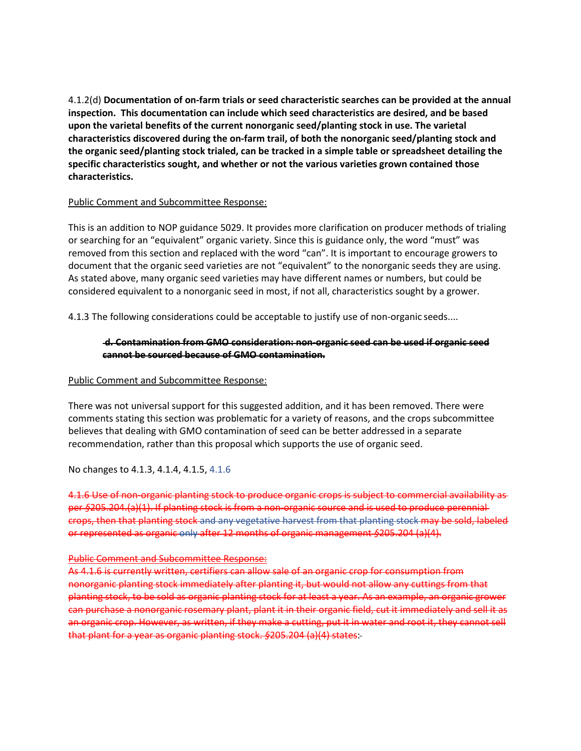4.1.2(d) **Documentation of on-farm trials or seed characteristic searches can be provided at the annual inspection. This documentation can include which seed characteristics are desired, and be based upon the varietal benefits of the current nonorganic seed/planting stock in use. The varietal characteristics discovered during the on-farm trail, of both the nonorganic seed/planting stock and the organic seed/planting stock trialed, can be tracked in a simple table or spreadsheet detailing the specific characteristics sought, and whether or not the various varieties grown contained those characteristics.**

Public Comment and Subcommittee Response:

This is an addition to NOP guidance 5029. It provides more clarification on producer methods of trialing or searching for an "equivalent" organic variety. Since this is guidance only, the word "must" was removed from this section and replaced with the word "can". It is important to encourage growers to document that the organic seed varieties are not "equivalent" to the nonorganic seeds they are using. As stated above, many organic seed varieties may have different names or numbers, but could be considered equivalent to a nonorganic seed in most, if not all, characteristics sought by a grower.

4.1.3 The following considerations could be acceptable to justify use of non-organic seeds....

> ~~**d. Contamination from GMO consideration: non-organic seed can be used if organic seed cannot be sourced because of GMO contamination.**~~

Public Comment and Subcommittee Response:

There was not universal support for this suggested addition, and it has been removed. There were comments stating this section was problematic for a variety of reasons, and the crops subcommittee believes that dealing with GMO contamination of seed can be better addressed in a separate recommendation, rather than this proposal which supports the use of organic seed.

No changes to 4.1.3, 4.1.4, 4.1.5, 4.1.6

~~4.1.6 Use of non-organic planting stock to produce organic crops is subject to commercial availability as per §205.204.(a)(1). If planting stock is from a non-organic source and is used to produce perennial crops, then that planting stock and any vegetative harvest from that planting stock may be sold, labeled or represented as organic only after 12 months of organic management §205.204 (a)(4).~~

~~Public Comment and Subcommittee Response:~~

~~As 4.1.6 is currently written, certifiers can allow sale of an organic crop for consumption from nonorganic planting stock immediately after planting it, but would not allow any cuttings from that planting stock, to be sold as organic planting stock for at least a year. As an example, an organic grower can purchase a nonorganic rosemary plant, plant it in their organic field, cut it immediately and sell it as an organic crop. However, as written, if they make a cutting, put it in water and root it, they cannot sell that plant for a year as organic planting stock. §205.204 (a)(4) states:~~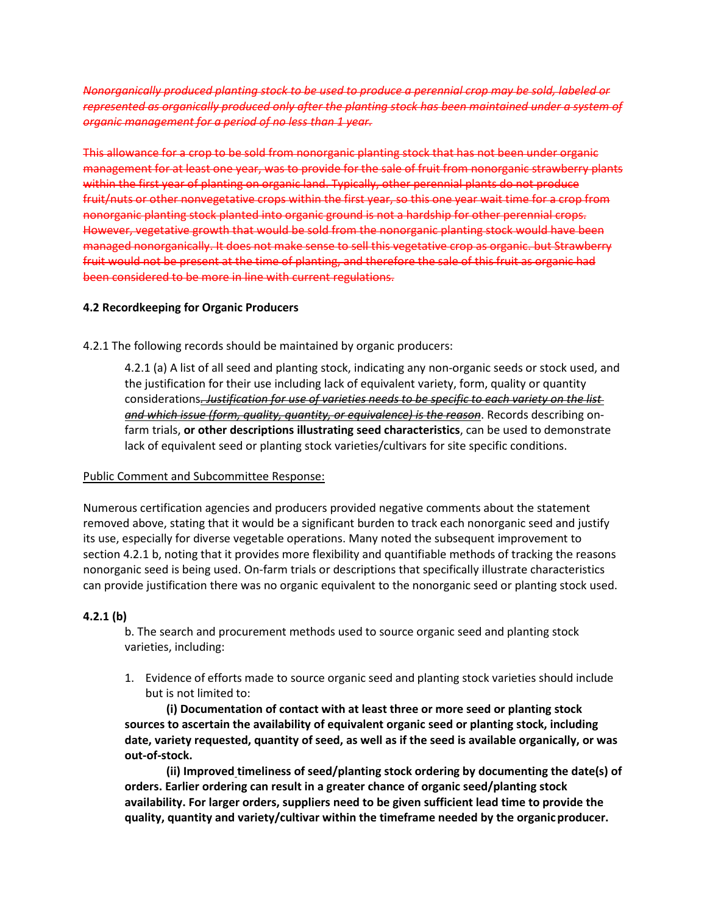~~*Nonorganically produced planting stock to be used to produce a perennial crop may be sold, labeled or represented as organically produced only after the planting stock has been maintained under a system of organic management for a period of no less than 1 year.*~~

~~This allowance for a crop to be sold from nonorganic planting stock that has not been under organic management for at least one year, was to provide for the sale of fruit from nonorganic strawberry plants within the first year of planting on organic land. Typically, other perennial plants do not produce fruit/nuts or other nonvegetative crops within the first year, so this one year wait time for a crop from nonorganic planting stock planted into organic ground is not a hardship for other perennial crops. However, vegetative growth that would be sold from the nonorganic planting stock would have been managed nonorganically. It does not make sense to sell this vegetative crop as organic. but Strawberry fruit would not be present at the time of planting, and therefore the sale of this fruit as organic had been considered to be more in line with current regulations.~~

**4.2 Recordkeeping for Organic Producers**

4.2.1 The following records should be maintained by organic producers:

> 4.2.1 (a) A list of all seed and planting stock, indicating any non-organic seeds or stock used, and the justification for their use including lack of equivalent variety, form, quality or quantity considerations~~*. Justification for use of varieties needs to be specific to each variety on the list and which issue (form, quality, quantity, or equivalence) is the reason*~~. Records describing on-farm trials, **or other descriptions illustrating seed characteristics**, can be used to demonstrate lack of equivalent seed or planting stock varieties/cultivars for site specific conditions.

<u>Public Comment and Subcommittee Response:</u>

Numerous certification agencies and producers provided negative comments about the statement removed above, stating that it would be a significant burden to track each nonorganic seed and justify its use, especially for diverse vegetable operations. Many noted the subsequent improvement to section 4.2.1 b, noting that it provides more flexibility and quantifiable methods of tracking the reasons nonorganic seed is being used. On-farm trials or descriptions that specifically illustrate characteristics can provide justification there was no organic equivalent to the nonorganic seed or planting stock used.

**4.2.1 (b)**

> b. The search and procurement methods used to source organic seed and planting stock varieties, including:
>
> 1. Evidence of efforts made to source organic seed and planting stock varieties should include but is not limited to:
>
>    **(i) Documentation of contact with at least three or more seed or planting stock sources to ascertain the availability of equivalent organic seed or planting stock, including date, variety requested, quantity of seed, as well as if the seed is available organically, or was out-of-stock.**
>
>    **(ii) Improved timeliness of seed/planting stock ordering by documenting the date(s) of orders. Earlier ordering can result in a greater chance of organic seed/planting stock availability. For larger orders, suppliers need to be given sufficient lead time to provide the quality, quantity and variety/cultivar within the timeframe needed by the organic producer.**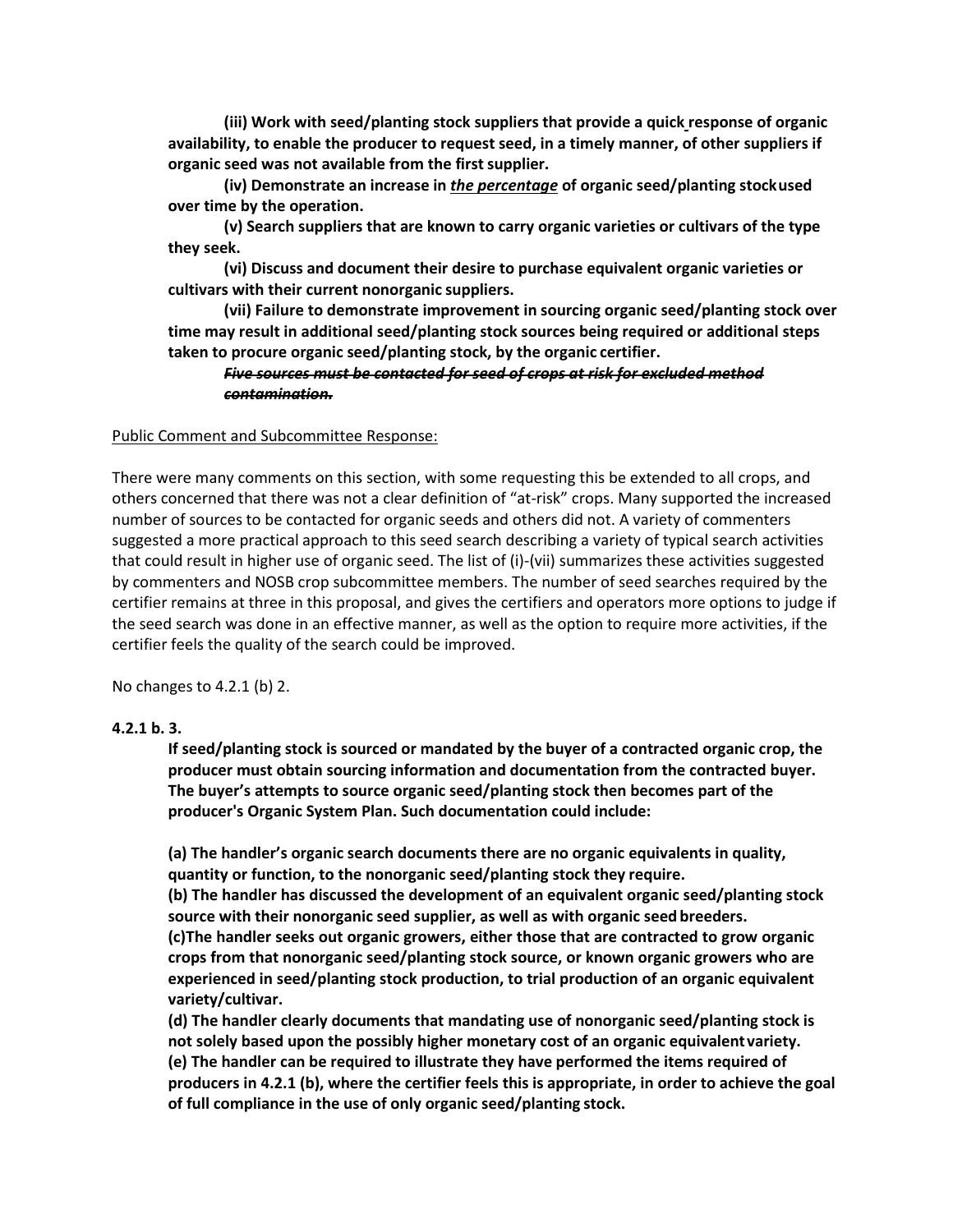**(iii) Work with seed/planting stock suppliers that provide a quick response of organic availability, to enable the producer to request seed, in a timely manner, of other suppliers if organic seed was not available from the first supplier.**

**(iv) Demonstrate an increase in <u>*the percentage*</u> of organic seed/planting stock used over time by the operation.**

**(v) Search suppliers that are known to carry organic varieties or cultivars of the type they seek.**

**(vi) Discuss and document their desire to purchase equivalent organic varieties or cultivars with their current nonorganic suppliers.**

**(vii) Failure to demonstrate improvement in sourcing organic seed/planting stock over time may result in additional seed/planting stock sources being required or additional steps taken to procure organic seed/planting stock, by the organic certifier.**

***~~Five sources must be contacted for seed of crops at risk for excluded method contamination.~~***

<u>Public Comment and Subcommittee Response:</u>

There were many comments on this section, with some requesting this be extended to all crops, and others concerned that there was not a clear definition of "at-risk" crops. Many supported the increased number of sources to be contacted for organic seeds and others did not. A variety of commenters suggested a more practical approach to this seed search describing a variety of typical search activities that could result in higher use of organic seed. The list of (i)-(vii) summarizes these activities suggested by commenters and NOSB crop subcommittee members. The number of seed searches required by the certifier remains at three in this proposal, and gives the certifiers and operators more options to judge if the seed search was done in an effective manner, as well as the option to require more activities, if the certifier feels the quality of the search could be improved.

No changes to 4.2.1 (b) 2.

**4.2.1 b. 3.**

**If seed/planting stock is sourced or mandated by the buyer of a contracted organic crop, the producer must obtain sourcing information and documentation from the contracted buyer. The buyer's attempts to source organic seed/planting stock then becomes part of the producer's Organic System Plan. Such documentation could include:**

**(a) The handler's organic search documents there are no organic equivalents in quality, quantity or function, to the nonorganic seed/planting stock they require.**
**(b) The handler has discussed the development of an equivalent organic seed/planting stock source with their nonorganic seed supplier, as well as with organic seed breeders.**
**(c)The handler seeks out organic growers, either those that are contracted to grow organic crops from that nonorganic seed/planting stock source, or known organic growers who are experienced in seed/planting stock production, to trial production of an organic equivalent variety/cultivar.**
**(d) The handler clearly documents that mandating use of nonorganic seed/planting stock is not solely based upon the possibly higher monetary cost of an organic equivalent variety.**
**(e) The handler can be required to illustrate they have performed the items required of producers in 4.2.1 (b), where the certifier feels this is appropriate, in order to achieve the goal of full compliance in the use of only organic seed/planting stock.**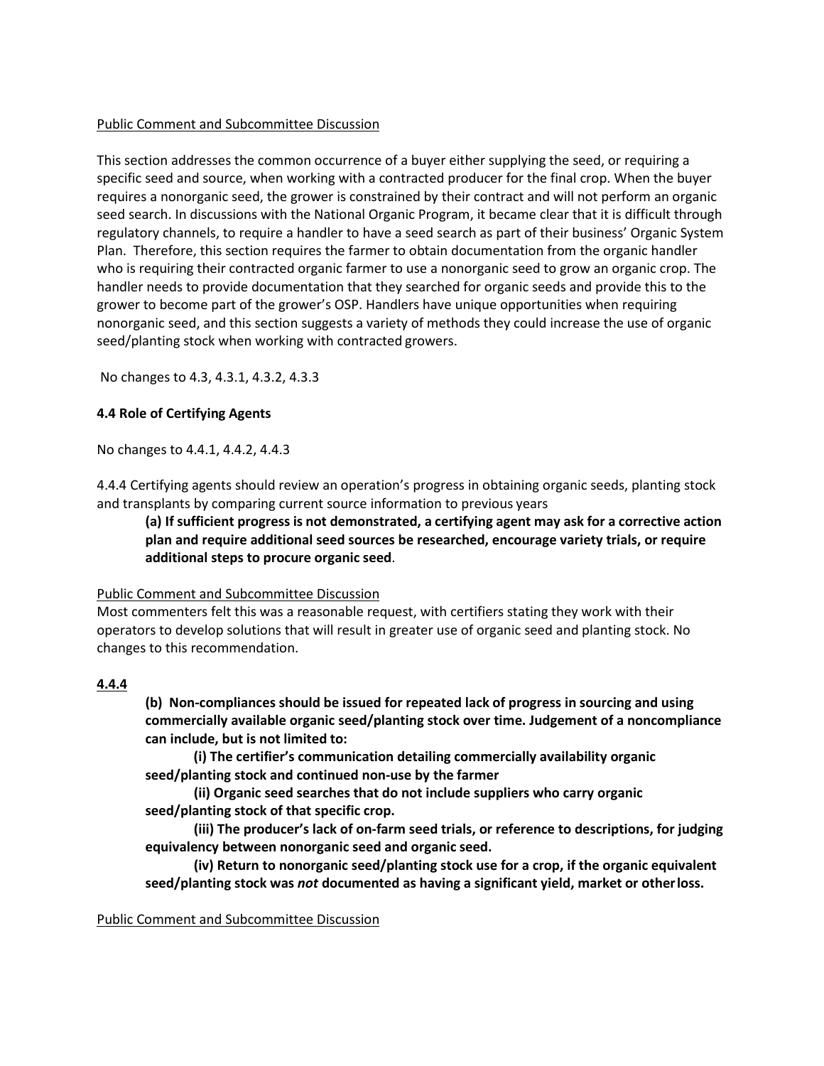Public Comment and Subcommittee Discussion

This section addresses the common occurrence of a buyer either supplying the seed, or requiring a specific seed and source, when working with a contracted producer for the final crop. When the buyer requires a nonorganic seed, the grower is constrained by their contract and will not perform an organic seed search. In discussions with the National Organic Program, it became clear that it is difficult through regulatory channels, to require a handler to have a seed search as part of their business' Organic System Plan. Therefore, this section requires the farmer to obtain documentation from the organic handler who is requiring their contracted organic farmer to use a nonorganic seed to grow an organic crop. The handler needs to provide documentation that they searched for organic seeds and provide this to the grower to become part of the grower's OSP. Handlers have unique opportunities when requiring nonorganic seed, and this section suggests a variety of methods they could increase the use of organic seed/planting stock when working with contracted growers.

No changes to 4.3, 4.3.1, 4.3.2, 4.3.3

**4.4 Role of Certifying Agents**

No changes to 4.4.1, 4.4.2, 4.4.3

4.4.4 Certifying agents should review an operation's progress in obtaining organic seeds, planting stock and transplants by comparing current source information to previous years

> **(a) If sufficient progress is not demonstrated, a certifying agent may ask for a corrective action plan and require additional seed sources be researched, encourage variety trials, or require additional steps to procure organic seed**.

Public Comment and Subcommittee Discussion

Most commenters felt this was a reasonable request, with certifiers stating they work with their operators to develop solutions that will result in greater use of organic seed and planting stock. No changes to this recommendation.

**4.4.4**

> **(b) Non-compliances should be issued for repeated lack of progress in sourcing and using commercially available organic seed/planting stock over time. Judgement of a noncompliance can include, but is not limited to:**
>
> **(i) The certifier's communication detailing commercially availability organic seed/planting stock and continued non-use by the farmer**
>
> **(ii) Organic seed searches that do not include suppliers who carry organic seed/planting stock of that specific crop.**
>
> **(iii) The producer's lack of on-farm seed trials, or reference to descriptions, for judging equivalency between nonorganic seed and organic seed.**
>
> **(iv) Return to nonorganic seed/planting stock use for a crop, if the organic equivalent seed/planting stock was *not* documented as having a significant yield, market or other loss.**

Public Comment and Subcommittee Discussion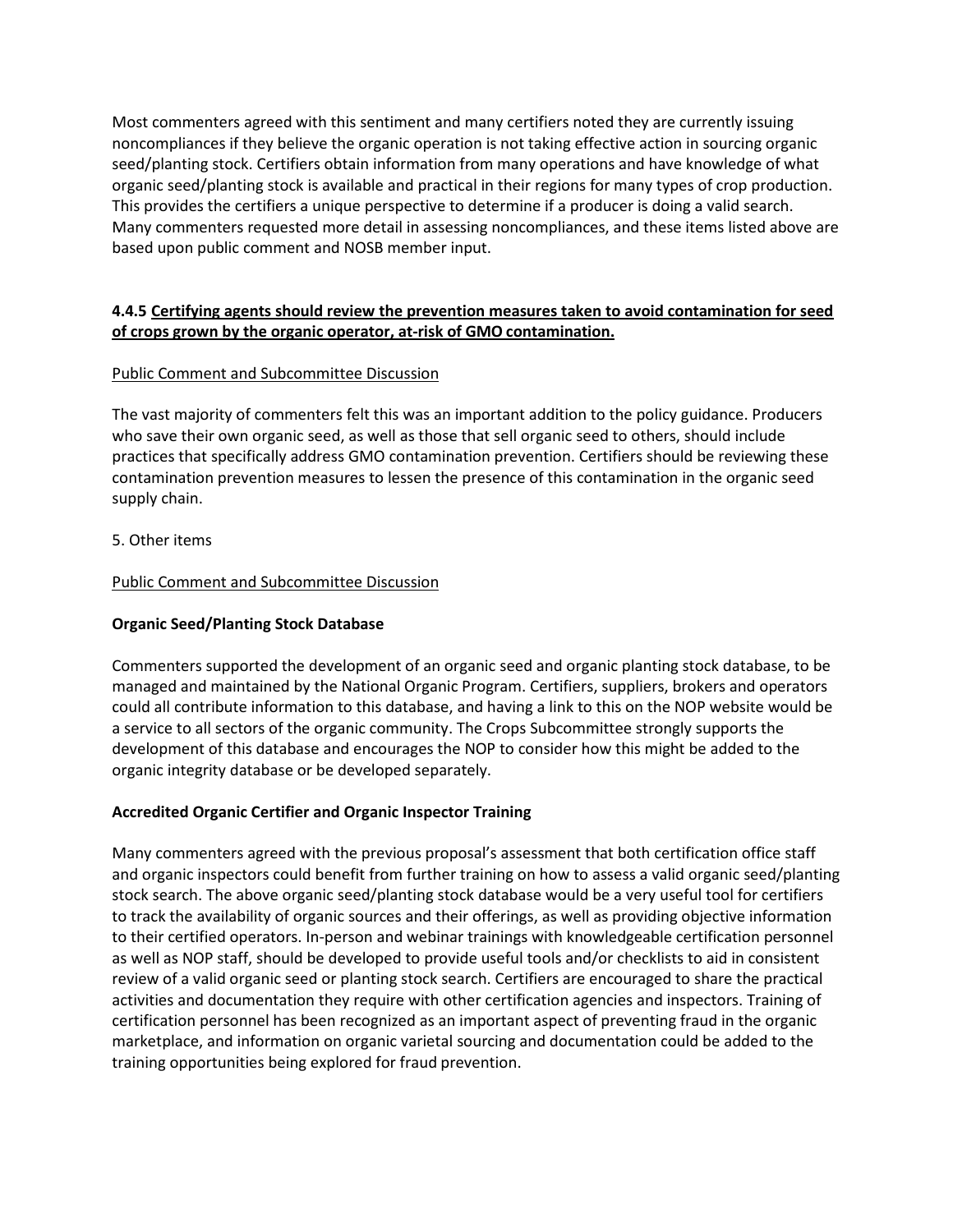Most commenters agreed with this sentiment and many certifiers noted they are currently issuing noncompliances if they believe the organic operation is not taking effective action in sourcing organic seed/planting stock. Certifiers obtain information from many operations and have knowledge of what organic seed/planting stock is available and practical in their regions for many types of crop production. This provides the certifiers a unique perspective to determine if a producer is doing a valid search. Many commenters requested more detail in assessing noncompliances, and these items listed above are based upon public comment and NOSB member input.

#### 4.4.5 Certifying agents should review the prevention measures taken to avoid contamination for seed of crops grown by the organic operator, at-risk of GMO contamination.

Public Comment and Subcommittee Discussion

The vast majority of commenters felt this was an important addition to the policy guidance. Producers who save their own organic seed, as well as those that sell organic seed to others, should include practices that specifically address GMO contamination prevention. Certifiers should be reviewing these contamination prevention measures to lessen the presence of this contamination in the organic seed supply chain.

5. Other items

Public Comment and Subcommittee Discussion

**Organic Seed/Planting Stock Database**

Commenters supported the development of an organic seed and organic planting stock database, to be managed and maintained by the National Organic Program. Certifiers, suppliers, brokers and operators could all contribute information to this database, and having a link to this on the NOP website would be a service to all sectors of the organic community. The Crops Subcommittee strongly supports the development of this database and encourages the NOP to consider how this might be added to the organic integrity database or be developed separately.

**Accredited Organic Certifier and Organic Inspector Training**

Many commenters agreed with the previous proposal's assessment that both certification office staff and organic inspectors could benefit from further training on how to assess a valid organic seed/planting stock search. The above organic seed/planting stock database would be a very useful tool for certifiers to track the availability of organic sources and their offerings, as well as providing objective information to their certified operators. In-person and webinar trainings with knowledgeable certification personnel as well as NOP staff, should be developed to provide useful tools and/or checklists to aid in consistent review of a valid organic seed or planting stock search. Certifiers are encouraged to share the practical activities and documentation they require with other certification agencies and inspectors. Training of certification personnel has been recognized as an important aspect of preventing fraud in the organic marketplace, and information on organic varietal sourcing and documentation could be added to the training opportunities being explored for fraud prevention.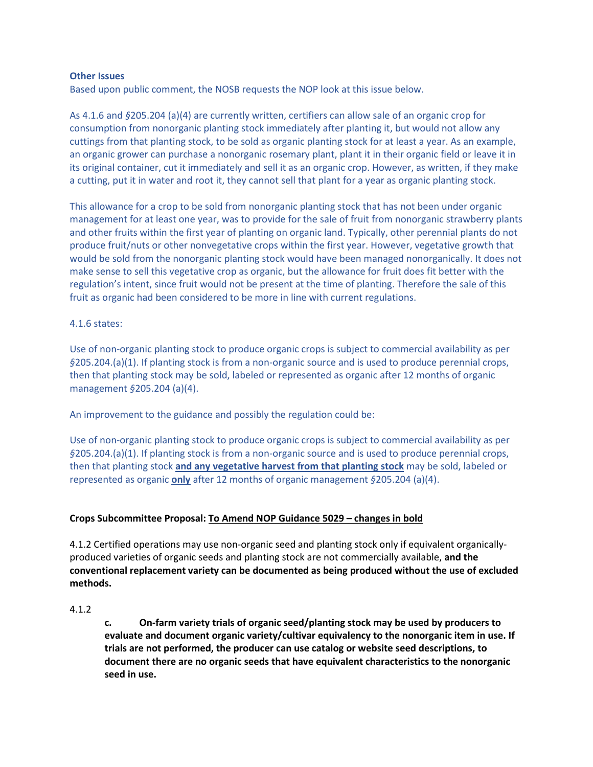**Other Issues**

Based upon public comment, the NOSB requests the NOP look at this issue below.

As 4.1.6 and §205.204 (a)(4) are currently written, certifiers can allow sale of an organic crop for consumption from nonorganic planting stock immediately after planting it, but would not allow any cuttings from that planting stock, to be sold as organic planting stock for at least a year. As an example, an organic grower can purchase a nonorganic rosemary plant, plant it in their organic field or leave it in its original container, cut it immediately and sell it as an organic crop. However, as written, if they make a cutting, put it in water and root it, they cannot sell that plant for a year as organic planting stock.

This allowance for a crop to be sold from nonorganic planting stock that has not been under organic management for at least one year, was to provide for the sale of fruit from nonorganic strawberry plants and other fruits within the first year of planting on organic land. Typically, other perennial plants do not produce fruit/nuts or other nonvegetative crops within the first year. However, vegetative growth that would be sold from the nonorganic planting stock would have been managed nonorganically. It does not make sense to sell this vegetative crop as organic, but the allowance for fruit does fit better with the regulation's intent, since fruit would not be present at the time of planting. Therefore the sale of this fruit as organic had been considered to be more in line with current regulations.

4.1.6 states:

Use of non-organic planting stock to produce organic crops is subject to commercial availability as per §205.204.(a)(1). If planting stock is from a non-organic source and is used to produce perennial crops, then that planting stock may be sold, labeled or represented as organic after 12 months of organic management §205.204 (a)(4).

An improvement to the guidance and possibly the regulation could be:

Use of non-organic planting stock to produce organic crops is subject to commercial availability as per §205.204.(a)(1). If planting stock is from a non-organic source and is used to produce perennial crops, then that planting stock **and any vegetative harvest from that planting stock** may be sold, labeled or represented as organic **only** after 12 months of organic management §205.204 (a)(4).

**Crops Subcommittee Proposal: To Amend NOP Guidance 5029 – changes in bold**

4.1.2 Certified operations may use non-organic seed and planting stock only if equivalent organically-produced varieties of organic seeds and planting stock are not commercially available, **and the conventional replacement variety can be documented as being produced without the use of excluded methods.**

4.1.2

> **c. On-farm variety trials of organic seed/planting stock may be used by producers to evaluate and document organic variety/cultivar equivalency to the nonorganic item in use. If trials are not performed, the producer can use catalog or website seed descriptions, to document there are no organic seeds that have equivalent characteristics to the nonorganic seed in use.**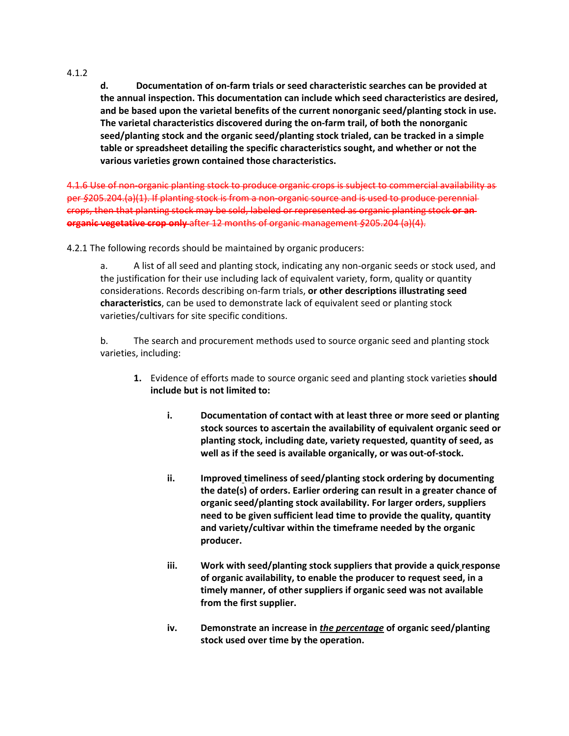4.1.2

**d. Documentation of on-farm trials or seed characteristic searches can be provided at the annual inspection. This documentation can include which seed characteristics are desired, and be based upon the varietal benefits of the current nonorganic seed/planting stock in use. The varietal characteristics discovered during the on-farm trail, of both the nonorganic seed/planting stock and the organic seed/planting stock trialed, can be tracked in a simple table or spreadsheet detailing the specific characteristics sought, and whether or not the various varieties grown contained those characteristics.**

~~4.1.6 Use of non-organic planting stock to produce organic crops is subject to commercial availability as per §205.204.(a)(1). If planting stock is from a non-organic source and is used to produce perennial crops, then that planting stock may be sold, labeled or represented as organic planting stock **or an organic vegetative crop only** after 12 months of organic management §205.204 (a)(4).~~

4.2.1 The following records should be maintained by organic producers:

a. A list of all seed and planting stock, indicating any non-organic seeds or stock used, and the justification for their use including lack of equivalent variety, form, quality or quantity considerations. Records describing on-farm trials, **or other descriptions illustrating seed characteristics**, can be used to demonstrate lack of equivalent seed or planting stock varieties/cultivars for site specific conditions.

b. The search and procurement methods used to source organic seed and planting stock varieties, including:

1. Evidence of efforts made to source organic seed and planting stock varieties **should include but is not limited to:**

    i. **Documentation of contact with at least three or more seed or planting stock sources to ascertain the availability of equivalent organic seed or planting stock, including date, variety requested, quantity of seed, as well as if the seed is available organically, or was out-of-stock.**

    ii. **Improved timeliness of seed/planting stock ordering by documenting the date(s) of orders. Earlier ordering can result in a greater chance of organic seed/planting stock availability. For larger orders, suppliers need to be given sufficient lead time to provide the quality, quantity and variety/cultivar within the timeframe needed by the organic producer.**

    iii. **Work with seed/planting stock suppliers that provide a quick response of organic availability, to enable the producer to request seed, in a timely manner, of other suppliers if organic seed was not available from the first supplier.**

    iv. **Demonstrate an increase in *the percentage* of organic seed/planting stock used over time by the operation.**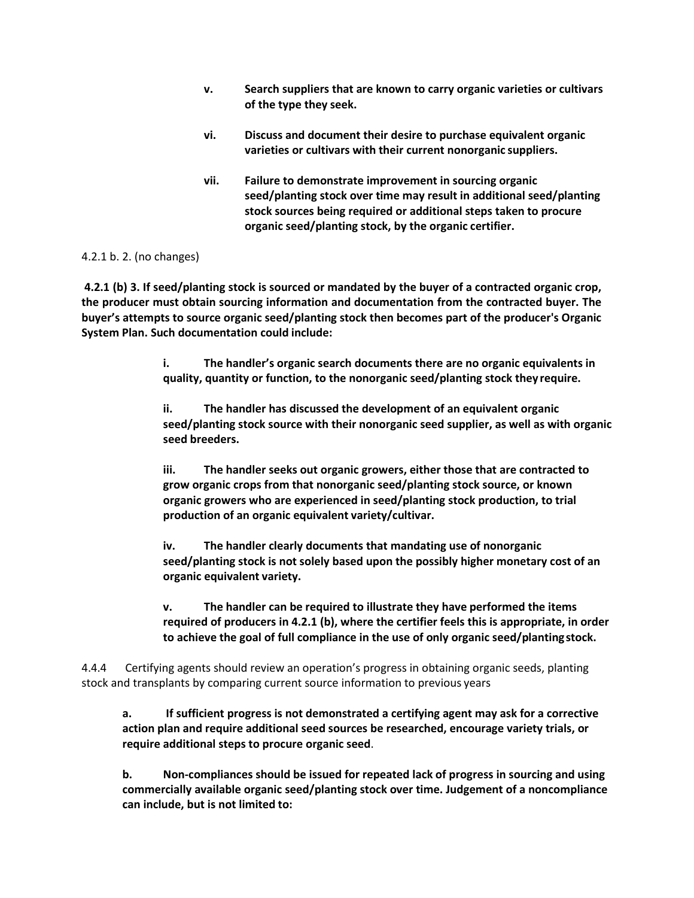**v. Search suppliers that are known to carry organic varieties or cultivars of the type they seek.**

**vi. Discuss and document their desire to purchase equivalent organic varieties or cultivars with their current nonorganic suppliers.**

**vii. Failure to demonstrate improvement in sourcing organic seed/planting stock over time may result in additional seed/planting stock sources being required or additional steps taken to procure organic seed/planting stock, by the organic certifier.**

4.2.1 b. 2. (no changes)

**4.2.1 (b) 3. If seed/planting stock is sourced or mandated by the buyer of a contracted organic crop, the producer must obtain sourcing information and documentation from the contracted buyer. The buyer's attempts to source organic seed/planting stock then becomes part of the producer's Organic System Plan. Such documentation could include:**

**i. The handler's organic search documents there are no organic equivalents in quality, quantity or function, to the nonorganic seed/planting stock they require.**

**ii. The handler has discussed the development of an equivalent organic seed/planting stock source with their nonorganic seed supplier, as well as with organic seed breeders.**

**iii. The handler seeks out organic growers, either those that are contracted to grow organic crops from that nonorganic seed/planting stock source, or known organic growers who are experienced in seed/planting stock production, to trial production of an organic equivalent variety/cultivar.**

**iv. The handler clearly documents that mandating use of nonorganic seed/planting stock is not solely based upon the possibly higher monetary cost of an organic equivalent variety.**

**v. The handler can be required to illustrate they have performed the items required of producers in 4.2.1 (b), where the certifier feels this is appropriate, in order to achieve the goal of full compliance in the use of only organic seed/planting stock.**

4.4.4 Certifying agents should review an operation's progress in obtaining organic seeds, planting stock and transplants by comparing current source information to previous years

**a. If sufficient progress is not demonstrated a certifying agent may ask for a corrective action plan and require additional seed sources be researched, encourage variety trials, or require additional steps to procure organic seed**.

**b. Non-compliances should be issued for repeated lack of progress in sourcing and using commercially available organic seed/planting stock over time. Judgement of a noncompliance can include, but is not limited to:**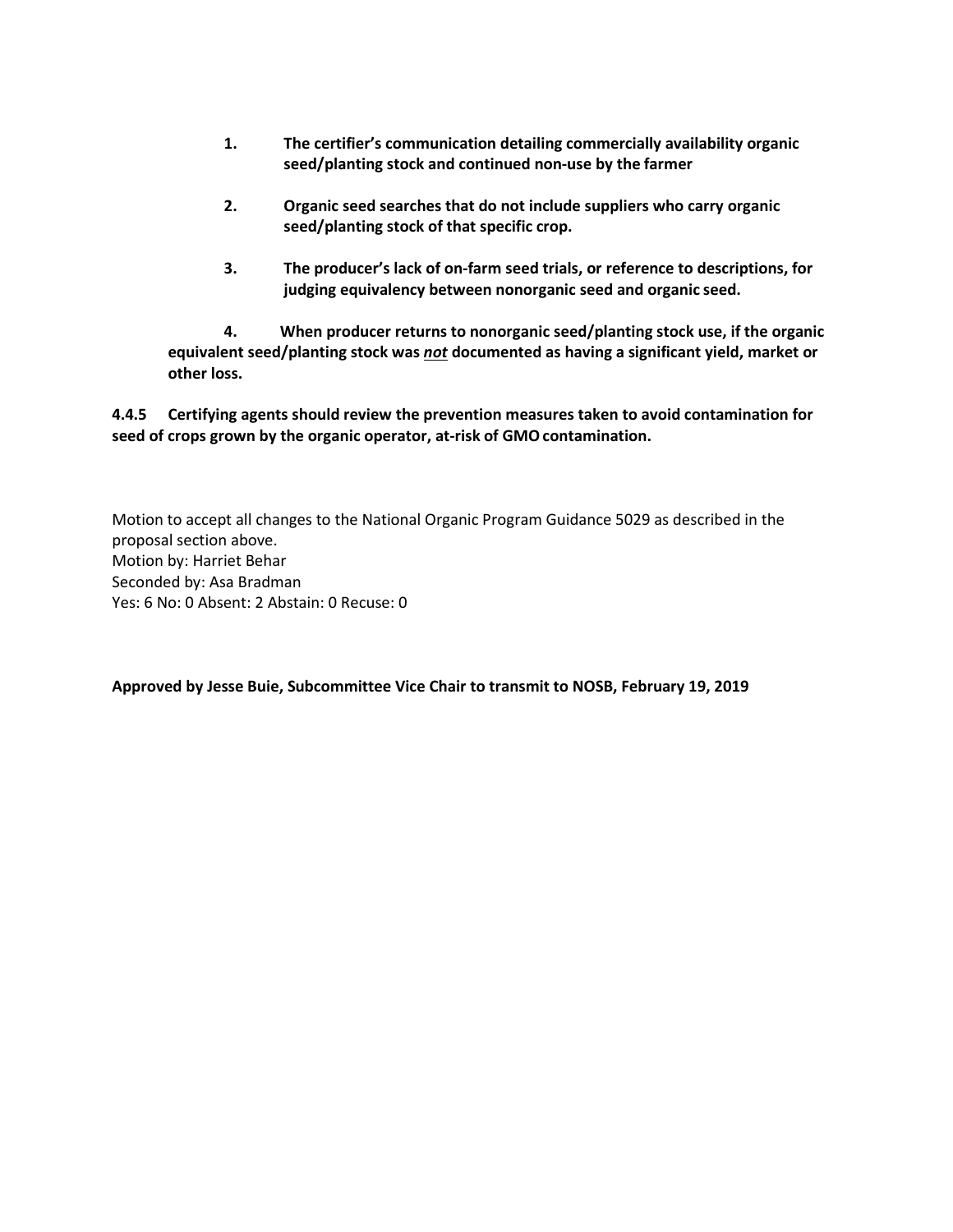1. **The certifier's communication detailing commercially availability organic seed/planting stock and continued non-use by the farmer**

2. **Organic seed searches that do not include suppliers who carry organic seed/planting stock of that specific crop.**

3. **The producer's lack of on-farm seed trials, or reference to descriptions, for judging equivalency between nonorganic seed and organic seed.**

4. **When producer returns to nonorganic seed/planting stock use, if the organic equivalent seed/planting stock was _not_ documented as having a significant yield, market or other loss.**

**4.4.5 Certifying agents should review the prevention measures taken to avoid contamination for seed of crops grown by the organic operator, at-risk of GMO contamination.**

Motion to accept all changes to the National Organic Program Guidance 5029 as described in the proposal section above.
Motion by: Harriet Behar
Seconded by: Asa Bradman
Yes: 6 No: 0 Absent: 2 Abstain: 0 Recuse: 0

**Approved by Jesse Buie, Subcommittee Vice Chair to transmit to NOSB, February 19, 2019**